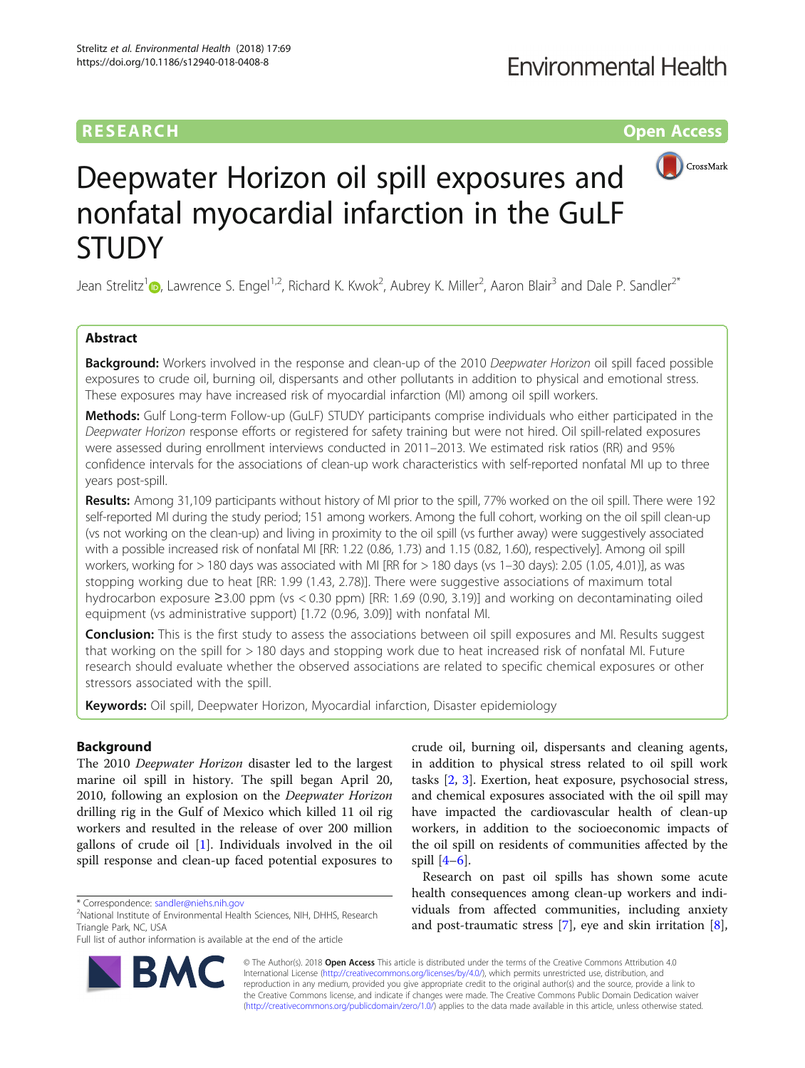RESEARCH  Open Access

# Deepwater Horizon oil spill exposures and nonfatal myocardial infarction in the GuLF STUDY

Jean Strelitz[1], Lawrence S. Engel[1,2], Richard K. Kwok[2], Aubrey K. Miller[2], Aaron Blair[3] and Dale P. Sandler[2*]

## Abstract

**Background:** Workers involved in the response and clean-up of the 2010 *Deepwater Horizon* oil spill faced possible exposures to crude oil, burning oil, dispersants and other pollutants in addition to physical and emotional stress. These exposures may have increased risk of myocardial infarction (MI) among oil spill workers.

**Methods:** Gulf Long-term Follow-up (GuLF) STUDY participants comprise individuals who either participated in the *Deepwater Horizon* response efforts or registered for safety training but were not hired. Oil spill-related exposures were assessed during enrollment interviews conducted in 2011–2013. We estimated risk ratios (RR) and 95% confidence intervals for the associations of clean-up work characteristics with self-reported nonfatal MI up to three years post-spill.

**Results:** Among 31,109 participants without history of MI prior to the spill, 77% worked on the oil spill. There were 192 self-reported MI during the study period; 151 among workers. Among the full cohort, working on the oil spill clean-up (vs not working on the clean-up) and living in proximity to the oil spill (vs further away) were suggestively associated with a possible increased risk of nonfatal MI [RR: 1.22 (0.86, 1.73) and 1.15 (0.82, 1.60), respectively]. Among oil spill workers, working for > 180 days was associated with MI [RR for > 180 days (vs 1–30 days): 2.05 (1.05, 4.01)], as was stopping working due to heat [RR: 1.99 (1.43, 2.78)]. There were suggestive associations of maximum total hydrocarbon exposure ≥3.00 ppm (vs < 0.30 ppm) [RR: 1.69 (0.90, 3.19)] and working on decontaminating oiled equipment (vs administrative support) [1.72 (0.96, 3.09)] with nonfatal MI.

**Conclusion:** This is the first study to assess the associations between oil spill exposures and MI. Results suggest that working on the spill for > 180 days and stopping work due to heat increased risk of nonfatal MI. Future research should evaluate whether the observed associations are related to specific chemical exposures or other stressors associated with the spill.

**Keywords:** Oil spill, Deepwater Horizon, Myocardial infarction, Disaster epidemiology

## Background

The 2010 *Deepwater Horizon* disaster led to the largest marine oil spill in history. The spill began April 20, 2010, following an explosion on the *Deepwater Horizon* drilling rig in the Gulf of Mexico which killed 11 oil rig workers and resulted in the release of over 200 million gallons of crude oil [1]. Individuals involved in the oil spill response and clean-up faced potential exposures to crude oil, burning oil, dispersants and cleaning agents, in addition to physical stress related to oil spill work tasks [2, 3]. Exertion, heat exposure, psychosocial stress, and chemical exposures associated with the oil spill may have impacted the cardiovascular health of clean-up workers, in addition to the socioeconomic impacts of the oil spill on residents of communities affected by the spill [4–6].

Research on past oil spills has shown some acute health consequences among clean-up workers and individuals from affected communities, including anxiety and post-traumatic stress [7], eye and skin irritation [8],

\* Correspondence: sandler@niehs.nih.gov
[2]National Institute of Environmental Health Sciences, NIH, DHHS, Research Triangle Park, NC, USA
Full list of author information is available at the end of the article

© The Author(s). 2018 **Open Access** This article is distributed under the terms of the Creative Commons Attribution 4.0 International License (http://creativecommons.org/licenses/by/4.0/), which permits unrestricted use, distribution, and reproduction in any medium, provided you give appropriate credit to the original author(s) and the source, provide a link to the Creative Commons license, and indicate if changes were made. The Creative Commons Public Domain Dedication waiver (http://creativecommons.org/publicdomain/zero/1.0/) applies to the data made available in this article, unless otherwise stated.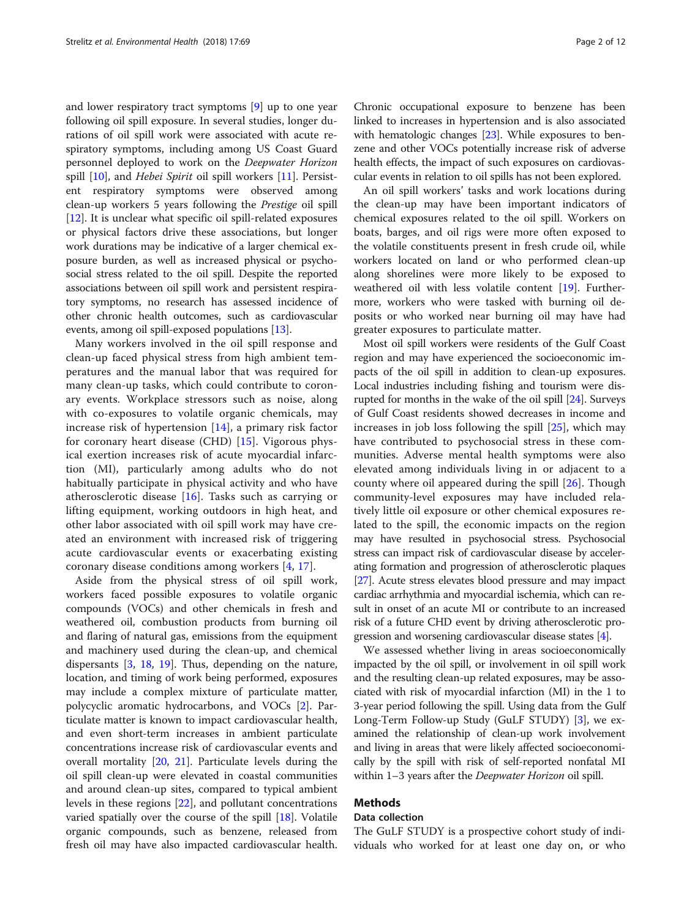and lower respiratory tract symptoms [9] up to one year following oil spill exposure. In several studies, longer durations of oil spill work were associated with acute respiratory symptoms, including among US Coast Guard personnel deployed to work on the *Deepwater Horizon* spill [10], and *Hebei Spirit* oil spill workers [11]. Persistent respiratory symptoms were observed among clean-up workers 5 years following the *Prestige* oil spill [12]. It is unclear what specific oil spill-related exposures or physical factors drive these associations, but longer work durations may be indicative of a larger chemical exposure burden, as well as increased physical or psychosocial stress related to the oil spill. Despite the reported associations between oil spill work and persistent respiratory symptoms, no research has assessed incidence of other chronic health outcomes, such as cardiovascular events, among oil spill-exposed populations [13].

Many workers involved in the oil spill response and clean-up faced physical stress from high ambient temperatures and the manual labor that was required for many clean-up tasks, which could contribute to coronary events. Workplace stressors such as noise, along with co-exposures to volatile organic chemicals, may increase risk of hypertension [14], a primary risk factor for coronary heart disease (CHD) [15]. Vigorous physical exertion increases risk of acute myocardial infarction (MI), particularly among adults who do not habitually participate in physical activity and who have atherosclerotic disease [16]. Tasks such as carrying or lifting equipment, working outdoors in high heat, and other labor associated with oil spill work may have created an environment with increased risk of triggering acute cardiovascular events or exacerbating existing coronary disease conditions among workers [4, 17].

Aside from the physical stress of oil spill work, workers faced possible exposures to volatile organic compounds (VOCs) and other chemicals in fresh and weathered oil, combustion products from burning oil and flaring of natural gas, emissions from the equipment and machinery used during the clean-up, and chemical dispersants [3, 18, 19]. Thus, depending on the nature, location, and timing of work being performed, exposures may include a complex mixture of particulate matter, polycyclic aromatic hydrocarbons, and VOCs [2]. Particulate matter is known to impact cardiovascular health, and even short-term increases in ambient particulate concentrations increase risk of cardiovascular events and overall mortality [20, 21]. Particulate levels during the oil spill clean-up were elevated in coastal communities and around clean-up sites, compared to typical ambient levels in these regions [22], and pollutant concentrations varied spatially over the course of the spill [18]. Volatile organic compounds, such as benzene, released from fresh oil may have also impacted cardiovascular health. Chronic occupational exposure to benzene has been linked to increases in hypertension and is also associated with hematologic changes [23]. While exposures to benzene and other VOCs potentially increase risk of adverse health effects, the impact of such exposures on cardiovascular events in relation to oil spills has not been explored.

An oil spill workers' tasks and work locations during the clean-up may have been important indicators of chemical exposures related to the oil spill. Workers on boats, barges, and oil rigs were more often exposed to the volatile constituents present in fresh crude oil, while workers located on land or who performed clean-up along shorelines were more likely to be exposed to weathered oil with less volatile content [19]. Furthermore, workers who were tasked with burning oil deposits or who worked near burning oil may have had greater exposures to particulate matter.

Most oil spill workers were residents of the Gulf Coast region and may have experienced the socioeconomic impacts of the oil spill in addition to clean-up exposures. Local industries including fishing and tourism were disrupted for months in the wake of the oil spill [24]. Surveys of Gulf Coast residents showed decreases in income and increases in job loss following the spill [25], which may have contributed to psychosocial stress in these communities. Adverse mental health symptoms were also elevated among individuals living in or adjacent to a county where oil appeared during the spill [26]. Though community-level exposures may have included relatively little oil exposure or other chemical exposures related to the spill, the economic impacts on the region may have resulted in psychosocial stress. Psychosocial stress can impact risk of cardiovascular disease by accelerating formation and progression of atherosclerotic plaques [27]. Acute stress elevates blood pressure and may impact cardiac arrhythmia and myocardial ischemia, which can result in onset of an acute MI or contribute to an increased risk of a future CHD event by driving atherosclerotic progression and worsening cardiovascular disease states [4].

We assessed whether living in areas socioeconomically impacted by the oil spill, or involvement in oil spill work and the resulting clean-up related exposures, may be associated with risk of myocardial infarction (MI) in the 1 to 3-year period following the spill. Using data from the Gulf Long-Term Follow-up Study (GuLF STUDY) [3], we examined the relationship of clean-up work involvement and living in areas that were likely affected socioeconomically by the spill with risk of self-reported nonfatal MI within 1–3 years after the *Deepwater Horizon* oil spill.

## Methods

### Data collection

The GuLF STUDY is a prospective cohort study of individuals who worked for at least one day on, or who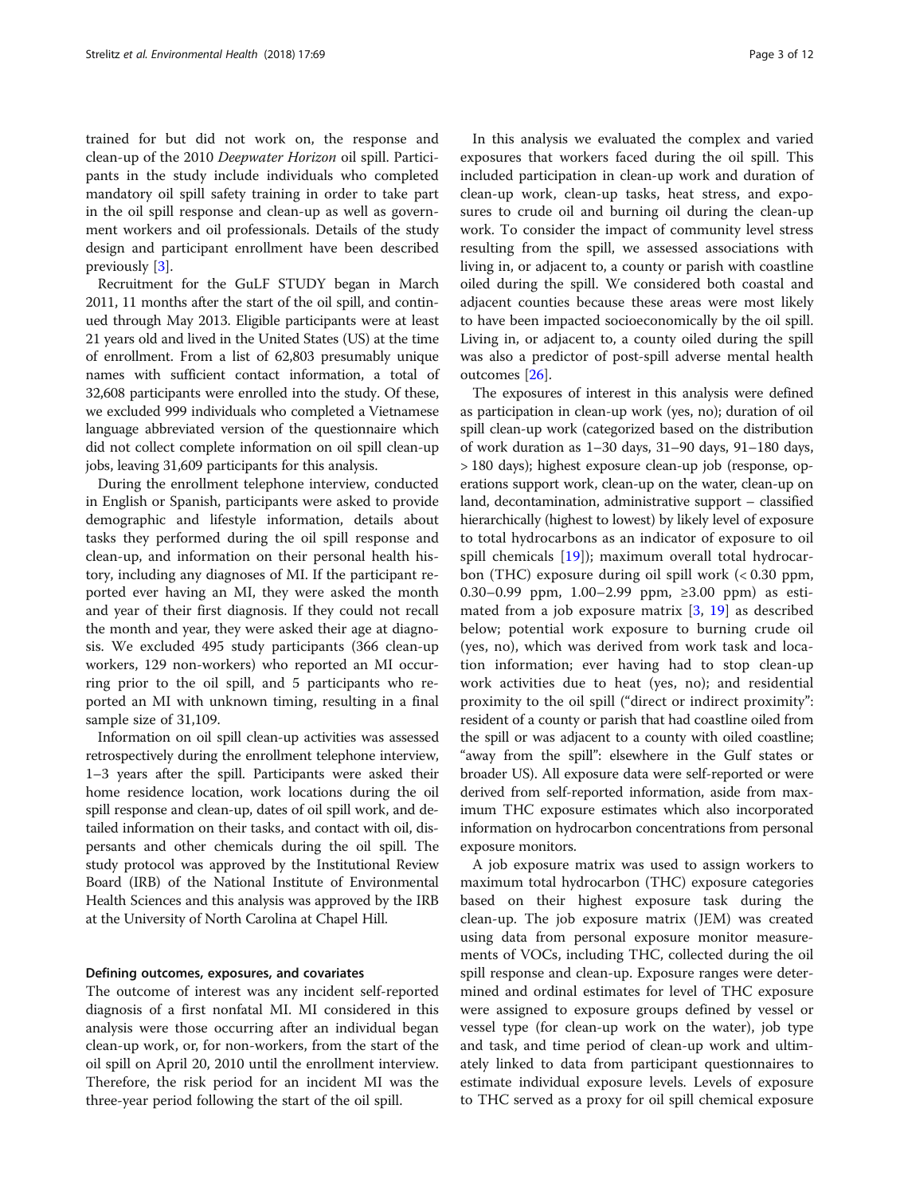trained for but did not work on, the response and clean-up of the 2010 *Deepwater Horizon* oil spill. Participants in the study include individuals who completed mandatory oil spill safety training in order to take part in the oil spill response and clean-up as well as government workers and oil professionals. Details of the study design and participant enrollment have been described previously [3].

Recruitment for the GuLF STUDY began in March 2011, 11 months after the start of the oil spill, and continued through May 2013. Eligible participants were at least 21 years old and lived in the United States (US) at the time of enrollment. From a list of 62,803 presumably unique names with sufficient contact information, a total of 32,608 participants were enrolled into the study. Of these, we excluded 999 individuals who completed a Vietnamese language abbreviated version of the questionnaire which did not collect complete information on oil spill clean-up jobs, leaving 31,609 participants for this analysis.

During the enrollment telephone interview, conducted in English or Spanish, participants were asked to provide demographic and lifestyle information, details about tasks they performed during the oil spill response and clean-up, and information on their personal health history, including any diagnoses of MI. If the participant reported ever having an MI, they were asked the month and year of their first diagnosis. If they could not recall the month and year, they were asked their age at diagnosis. We excluded 495 study participants (366 clean-up workers, 129 non-workers) who reported an MI occurring prior to the oil spill, and 5 participants who reported an MI with unknown timing, resulting in a final sample size of 31,109.

Information on oil spill clean-up activities was assessed retrospectively during the enrollment telephone interview, 1–3 years after the spill. Participants were asked their home residence location, work locations during the oil spill response and clean-up, dates of oil spill work, and detailed information on their tasks, and contact with oil, dispersants and other chemicals during the oil spill. The study protocol was approved by the Institutional Review Board (IRB) of the National Institute of Environmental Health Sciences and this analysis was approved by the IRB at the University of North Carolina at Chapel Hill.

### Defining outcomes, exposures, and covariates

The outcome of interest was any incident self-reported diagnosis of a first nonfatal MI. MI considered in this analysis were those occurring after an individual began clean-up work, or, for non-workers, from the start of the oil spill on April 20, 2010 until the enrollment interview. Therefore, the risk period for an incident MI was the three-year period following the start of the oil spill.

In this analysis we evaluated the complex and varied exposures that workers faced during the oil spill. This included participation in clean-up work and duration of clean-up work, clean-up tasks, heat stress, and exposures to crude oil and burning oil during the clean-up work. To consider the impact of community level stress resulting from the spill, we assessed associations with living in, or adjacent to, a county or parish with coastline oiled during the spill. We considered both coastal and adjacent counties because these areas were most likely to have been impacted socioeconomically by the oil spill. Living in, or adjacent to, a county oiled during the spill was also a predictor of post-spill adverse mental health outcomes [26].

The exposures of interest in this analysis were defined as participation in clean-up work (yes, no); duration of oil spill clean-up work (categorized based on the distribution of work duration as 1–30 days, 31–90 days, 91–180 days, > 180 days); highest exposure clean-up job (response, operations support work, clean-up on the water, clean-up on land, decontamination, administrative support – classified hierarchically (highest to lowest) by likely level of exposure to total hydrocarbons as an indicator of exposure to oil spill chemicals [19]); maximum overall total hydrocarbon (THC) exposure during oil spill work (< 0.30 ppm, 0.30–0.99 ppm, 1.00–2.99 ppm, ≥3.00 ppm) as estimated from a job exposure matrix [3, 19] as described below; potential work exposure to burning crude oil (yes, no), which was derived from work task and location information; ever having had to stop clean-up work activities due to heat (yes, no); and residential proximity to the oil spill ("direct or indirect proximity": resident of a county or parish that had coastline oiled from the spill or was adjacent to a county with oiled coastline; "away from the spill": elsewhere in the Gulf states or broader US). All exposure data were self-reported or were derived from self-reported information, aside from maximum THC exposure estimates which also incorporated information on hydrocarbon concentrations from personal exposure monitors.

A job exposure matrix was used to assign workers to maximum total hydrocarbon (THC) exposure categories based on their highest exposure task during the clean-up. The job exposure matrix (JEM) was created using data from personal exposure monitor measurements of VOCs, including THC, collected during the oil spill response and clean-up. Exposure ranges were determined and ordinal estimates for level of THC exposure were assigned to exposure groups defined by vessel or vessel type (for clean-up work on the water), job type and task, and time period of clean-up work and ultimately linked to data from participant questionnaires to estimate individual exposure levels. Levels of exposure to THC served as a proxy for oil spill chemical exposure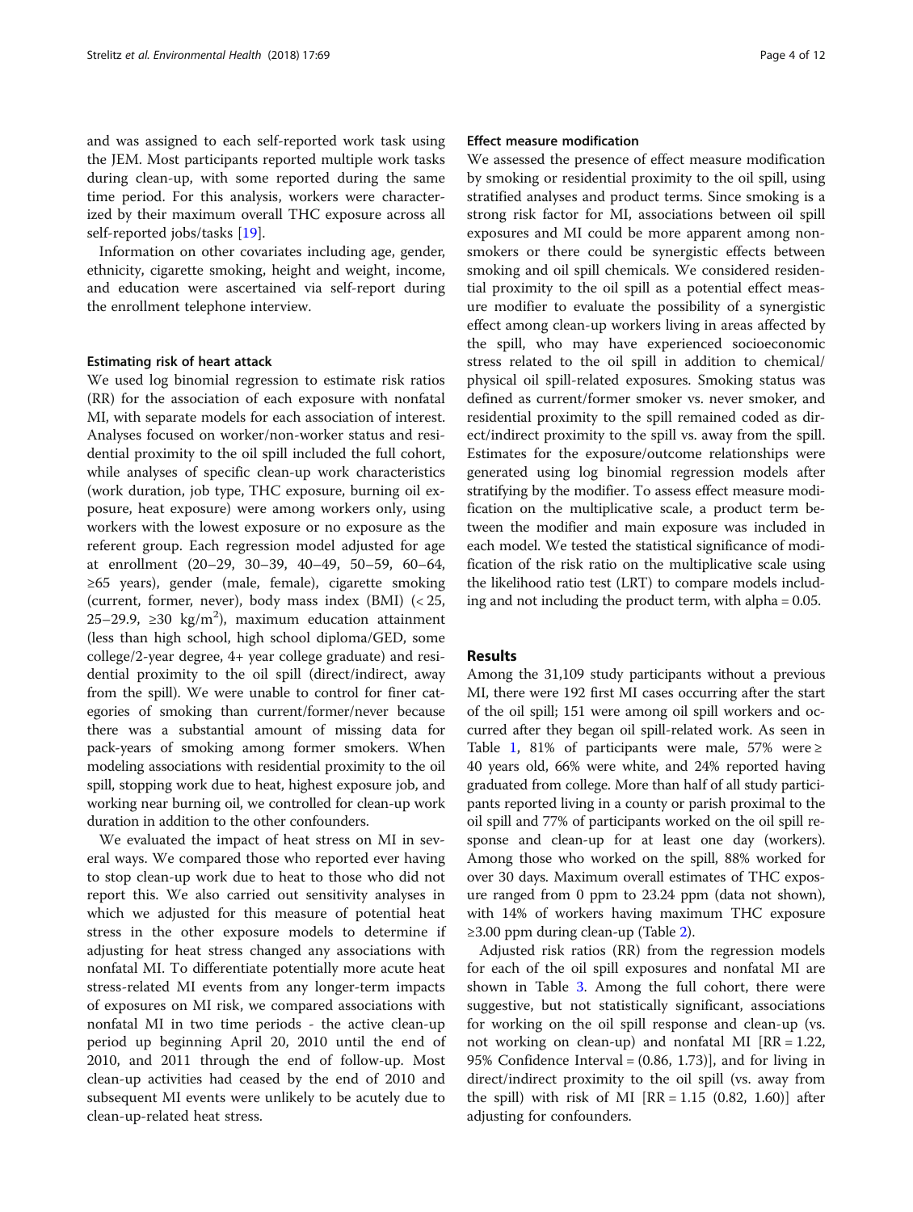and was assigned to each self-reported work task using the JEM. Most participants reported multiple work tasks during clean-up, with some reported during the same time period. For this analysis, workers were characterized by their maximum overall THC exposure across all self-reported jobs/tasks [19].

Information on other covariates including age, gender, ethnicity, cigarette smoking, height and weight, income, and education were ascertained via self-report during the enrollment telephone interview.

### Estimating risk of heart attack

We used log binomial regression to estimate risk ratios (RR) for the association of each exposure with nonfatal MI, with separate models for each association of interest. Analyses focused on worker/non-worker status and residential proximity to the oil spill included the full cohort, while analyses of specific clean-up work characteristics (work duration, job type, THC exposure, burning oil exposure, heat exposure) were among workers only, using workers with the lowest exposure or no exposure as the referent group. Each regression model adjusted for age at enrollment (20–29, 30–39, 40–49, 50–59, 60–64, ≥65 years), gender (male, female), cigarette smoking (current, former, never), body mass index (BMI) (< 25, 25–29.9, ≥30 kg/m$^2$), maximum education attainment (less than high school, high school diploma/GED, some college/2-year degree, 4+ year college graduate) and residential proximity to the oil spill (direct/indirect, away from the spill). We were unable to control for finer categories of smoking than current/former/never because there was a substantial amount of missing data for pack-years of smoking among former smokers. When modeling associations with residential proximity to the oil spill, stopping work due to heat, highest exposure job, and working near burning oil, we controlled for clean-up work duration in addition to the other confounders.

We evaluated the impact of heat stress on MI in several ways. We compared those who reported ever having to stop clean-up work due to heat to those who did not report this. We also carried out sensitivity analyses in which we adjusted for this measure of potential heat stress in the other exposure models to determine if adjusting for heat stress changed any associations with nonfatal MI. To differentiate potentially more acute heat stress-related MI events from any longer-term impacts of exposures on MI risk, we compared associations with nonfatal MI in two time periods - the active clean-up period up beginning April 20, 2010 until the end of 2010, and 2011 through the end of follow-up. Most clean-up activities had ceased by the end of 2010 and subsequent MI events were unlikely to be acutely due to clean-up-related heat stress.

### Effect measure modification

We assessed the presence of effect measure modification by smoking or residential proximity to the oil spill, using stratified analyses and product terms. Since smoking is a strong risk factor for MI, associations between oil spill exposures and MI could be more apparent among nonsmokers or there could be synergistic effects between smoking and oil spill chemicals. We considered residential proximity to the oil spill as a potential effect measure modifier to evaluate the possibility of a synergistic effect among clean-up workers living in areas affected by the spill, who may have experienced socioeconomic stress related to the oil spill in addition to chemical/physical oil spill-related exposures. Smoking status was defined as current/former smoker vs. never smoker, and residential proximity to the spill remained coded as direct/indirect proximity to the spill vs. away from the spill. Estimates for the exposure/outcome relationships were generated using log binomial regression models after stratifying by the modifier. To assess effect measure modification on the multiplicative scale, a product term between the modifier and main exposure was included in each model. We tested the statistical significance of modification of the risk ratio on the multiplicative scale using the likelihood ratio test (LRT) to compare models including and not including the product term, with alpha = 0.05.

## Results

Among the 31,109 study participants without a previous MI, there were 192 first MI cases occurring after the start of the oil spill; 151 were among oil spill workers and occurred after they began oil spill-related work. As seen in Table 1, 81% of participants were male, 57% were ≥ 40 years old, 66% were white, and 24% reported having graduated from college. More than half of all study participants reported living in a county or parish proximal to the oil spill and 77% of participants worked on the oil spill response and clean-up for at least one day (workers). Among those who worked on the spill, 88% worked for over 30 days. Maximum overall estimates of THC exposure ranged from 0 ppm to 23.24 ppm (data not shown), with 14% of workers having maximum THC exposure ≥3.00 ppm during clean-up (Table 2).

Adjusted risk ratios (RR) from the regression models for each of the oil spill exposures and nonfatal MI are shown in Table 3. Among the full cohort, there were suggestive, but not statistically significant, associations for working on the oil spill response and clean-up (vs. not working on clean-up) and nonfatal MI [RR = 1.22, 95% Confidence Interval = (0.86, 1.73)], and for living in direct/indirect proximity to the oil spill (vs. away from the spill) with risk of MI [RR = 1.15 (0.82, 1.60)] after adjusting for confounders.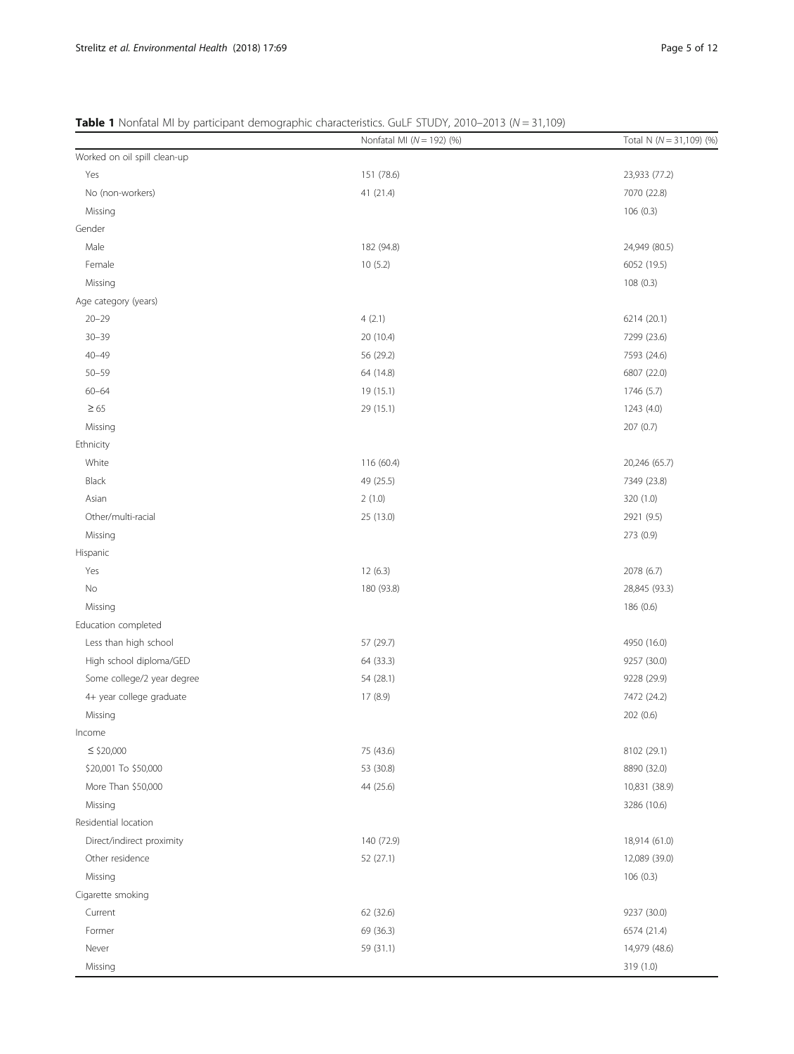**Table 1** Nonfatal MI by participant demographic characteristics. GuLF STUDY, 2010–2013 ($N$ = 31,109)

| | Nonfatal MI ($N$ = 192) (%) | Total N ($N$ = 31,109) (%) |
|---|---|---|
| Worked on oil spill clean-up | | |
| Yes | 151 (78.6) | 23,933 (77.2) |
| No (non-workers) | 41 (21.4) | 7070 (22.8) |
| Missing | | 106 (0.3) |
| Gender | | |
| Male | 182 (94.8) | 24,949 (80.5) |
| Female | 10 (5.2) | 6052 (19.5) |
| Missing | | 108 (0.3) |
| Age category (years) | | |
| 20–29 | 4 (2.1) | 6214 (20.1) |
| 30–39 | 20 (10.4) | 7299 (23.6) |
| 40–49 | 56 (29.2) | 7593 (24.6) |
| 50–59 | 64 (14.8) | 6807 (22.0) |
| 60–64 | 19 (15.1) | 1746 (5.7) |
| ≥ 65 | 29 (15.1) | 1243 (4.0) |
| Missing | | 207 (0.7) |
| Ethnicity | | |
| White | 116 (60.4) | 20,246 (65.7) |
| Black | 49 (25.5) | 7349 (23.8) |
| Asian | 2 (1.0) | 320 (1.0) |
| Other/multi-racial | 25 (13.0) | 2921 (9.5) |
| Missing | | 273 (0.9) |
| Hispanic | | |
| Yes | 12 (6.3) | 2078 (6.7) |
| No | 180 (93.8) | 28,845 (93.3) |
| Missing | | 186 (0.6) |
| Education completed | | |
| Less than high school | 57 (29.7) | 4950 (16.0) |
| High school diploma/GED | 64 (33.3) | 9257 (30.0) |
| Some college/2 year degree | 54 (28.1) | 9228 (29.9) |
| 4+ year college graduate | 17 (8.9) | 7472 (24.2) |
| Missing | | 202 (0.6) |
| Income | | |
| ≤ \$20,000 | 75 (43.6) | 8102 (29.1) |
| \$20,001 To \$50,000 | 53 (30.8) | 8890 (32.0) |
| More Than \$50,000 | 44 (25.6) | 10,831 (38.9) |
| Missing | | 3286 (10.6) |
| Residential location | | |
| Direct/indirect proximity | 140 (72.9) | 18,914 (61.0) |
| Other residence | 52 (27.1) | 12,089 (39.0) |
| Missing | | 106 (0.3) |
| Cigarette smoking | | |
| Current | 62 (32.6) | 9237 (30.0) |
| Former | 69 (36.3) | 6574 (21.4) |
| Never | 59 (31.1) | 14,979 (48.6) |
| Missing | | 319 (1.0) |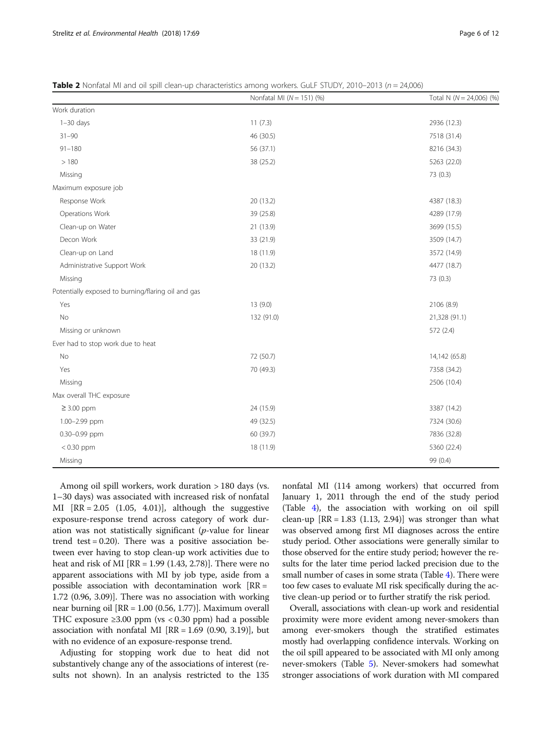**Table 2** Nonfatal MI and oil spill clean-up characteristics among workers. GuLF STUDY, 2010–2013 ($n = 24,006$)

| | Nonfatal MI ($N = 151$) (%) | Total N ($N = 24,006$) (%) |
|---|---|---|
| Work duration | | |
| 1–30 days | 11 (7.3) | 2936 (12.3) |
| 31–90 | 46 (30.5) | 7518 (31.4) |
| 91–180 | 56 (37.1) | 8216 (34.3) |
| > 180 | 38 (25.2) | 5263 (22.0) |
| Missing | | 73 (0.3) |
| Maximum exposure job | | |
| Response Work | 20 (13.2) | 4387 (18.3) |
| Operations Work | 39 (25.8) | 4289 (17.9) |
| Clean-up on Water | 21 (13.9) | 3699 (15.5) |
| Decon Work | 33 (21.9) | 3509 (14.7) |
| Clean-up on Land | 18 (11.9) | 3572 (14.9) |
| Administrative Support Work | 20 (13.2) | 4477 (18.7) |
| Missing | | 73 (0.3) |
| Potentially exposed to burning/flaring oil and gas | | |
| Yes | 13 (9.0) | 2106 (8.9) |
| No | 132 (91.0) | 21,328 (91.1) |
| Missing or unknown | | 572 (2.4) |
| Ever had to stop work due to heat | | |
| No | 72 (50.7) | 14,142 (65.8) |
| Yes | 70 (49.3) | 7358 (34.2) |
| Missing | | 2506 (10.4) |
| Max overall THC exposure | | |
| ≥ 3.00 ppm | 24 (15.9) | 3387 (14.2) |
| 1.00–2.99 ppm | 49 (32.5) | 7324 (30.6) |
| 0.30–0.99 ppm | 60 (39.7) | 7836 (32.8) |
| < 0.30 ppm | 18 (11.9) | 5360 (22.4) |
| Missing | | 99 (0.4) |

Among oil spill workers, work duration > 180 days (vs. 1–30 days) was associated with increased risk of nonfatal MI [RR = 2.05 (1.05, 4.01)], although the suggestive exposure-response trend across category of work duration was not statistically significant ($p$-value for linear trend test = 0.20). There was a positive association between ever having to stop clean-up work activities due to heat and risk of MI [RR = 1.99 (1.43, 2.78)]. There were no apparent associations with MI by job type, aside from a possible association with decontamination work [RR = 1.72 (0.96, 3.09)]. There was no association with working near burning oil [RR = 1.00 (0.56, 1.77)]. Maximum overall THC exposure ≥3.00 ppm (vs < 0.30 ppm) had a possible association with nonfatal MI [RR = 1.69 (0.90, 3.19)], but with no evidence of an exposure-response trend.

Adjusting for stopping work due to heat did not substantively change any of the associations of interest (results not shown). In an analysis restricted to the 135 nonfatal MI (114 among workers) that occurred from January 1, 2011 through the end of the study period (Table 4), the association with working on oil spill clean-up [RR = 1.83 (1.13, 2.94)] was stronger than what was observed among first MI diagnoses across the entire study period. Other associations were generally similar to those observed for the entire study period; however the results for the later time period lacked precision due to the small number of cases in some strata (Table 4). There were too few cases to evaluate MI risk specifically during the active clean-up period or to further stratify the risk period.

Overall, associations with clean-up work and residential proximity were more evident among never-smokers than among ever-smokers though the stratified estimates mostly had overlapping confidence intervals. Working on the oil spill appeared to be associated with MI only among never-smokers (Table 5). Never-smokers had somewhat stronger associations of work duration with MI compared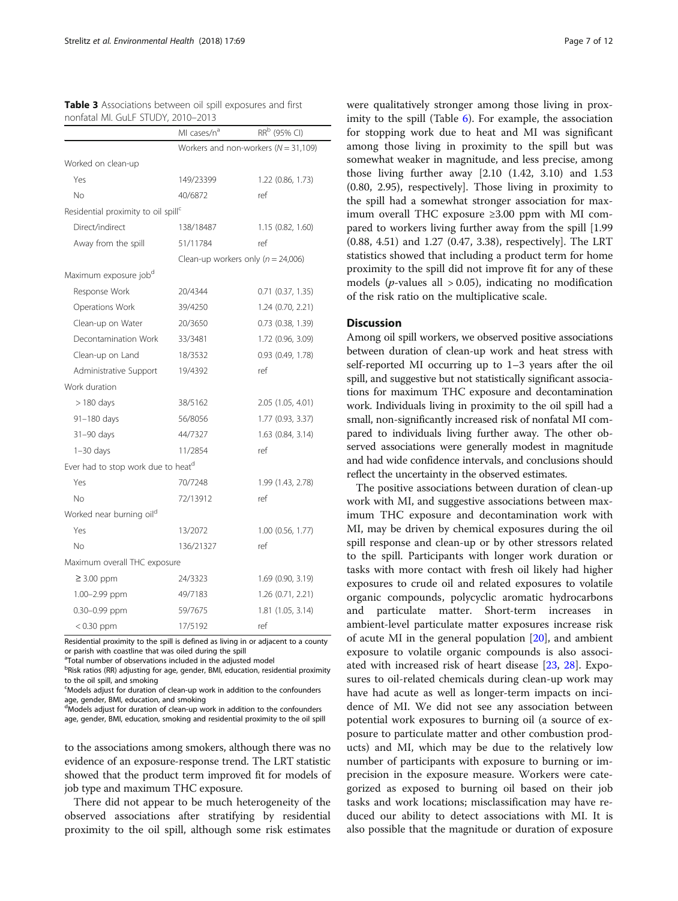**Table 3** Associations between oil spill exposures and first nonfatal MI. GuLF STUDY, 2010–2013

| | MI cases/n[a] | RR[b] (95% CI) |
|---|---|---|
| | Workers and non-workers ($N = 31,109$) | |
| Worked on clean-up | | |
| Yes | 149/23399 | 1.22 (0.86, 1.73) |
| No | 40/6872 | ref |
| Residential proximity to oil spill[c] | | |
| Direct/indirect | 138/18487 | 1.15 (0.82, 1.60) |
| Away from the spill | 51/11784 | ref |
| | Clean-up workers only ($n = 24,006$) | |
| Maximum exposure job[d] | | |
| Response Work | 20/4344 | 0.71 (0.37, 1.35) |
| Operations Work | 39/4250 | 1.24 (0.70, 2.21) |
| Clean-up on Water | 20/3650 | 0.73 (0.38, 1.39) |
| Decontamination Work | 33/3481 | 1.72 (0.96, 3.09) |
| Clean-up on Land | 18/3532 | 0.93 (0.49, 1.78) |
| Administrative Support | 19/4392 | ref |
| Work duration | | |
| > 180 days | 38/5162 | 2.05 (1.05, 4.01) |
| 91–180 days | 56/8056 | 1.77 (0.93, 3.37) |
| 31–90 days | 44/7327 | 1.63 (0.84, 3.14) |
| 1–30 days | 11/2854 | ref |
| Ever had to stop work due to heat[d] | | |
| Yes | 70/7248 | 1.99 (1.43, 2.78) |
| No | 72/13912 | ref |
| Worked near burning oil[d] | | |
| Yes | 13/2072 | 1.00 (0.56, 1.77) |
| No | 136/21327 | ref |
| Maximum overall THC exposure | | |
| ≥ 3.00 ppm | 24/3323 | 1.69 (0.90, 3.19) |
| 1.00–2.99 ppm | 49/7183 | 1.26 (0.71, 2.21) |
| 0.30–0.99 ppm | 59/7675 | 1.81 (1.05, 3.14) |
| < 0.30 ppm | 17/5192 | ref |

Residential proximity to the spill is defined as living in or adjacent to a county or parish with coastline that was oiled during the spill

[a]Total number of observations included in the adjusted model

[b]Risk ratios (RR) adjusting for age, gender, BMI, education, residential proximity to the oil spill, and smoking

[c]Models adjust for duration of clean-up work in addition to the confounders age, gender, BMI, education, and smoking

[d]Models adjust for duration of clean-up work in addition to the confounders age, gender, BMI, education, smoking and residential proximity to the oil spill

to the associations among smokers, although there was no evidence of an exposure-response trend. The LRT statistic showed that the product term improved fit for models of job type and maximum THC exposure.

There did not appear to be much heterogeneity of the observed associations after stratifying by residential proximity to the oil spill, although some risk estimates were qualitatively stronger among those living in proximity to the spill (Table 6). For example, the association for stopping work due to heat and MI was significant among those living in proximity to the spill but was somewhat weaker in magnitude, and less precise, among those living further away [2.10 (1.42, 3.10) and 1.53 (0.80, 2.95), respectively]. Those living in proximity to the spill had a somewhat stronger association for maximum overall THC exposure ≥3.00 ppm with MI compared to workers living further away from the spill [1.99 (0.88, 4.51) and 1.27 (0.47, 3.38), respectively]. The LRT statistics showed that including a product term for home proximity to the spill did not improve fit for any of these models ($p$-values all $> 0.05$), indicating no modification of the risk ratio on the multiplicative scale.

## Discussion

Among oil spill workers, we observed positive associations between duration of clean-up work and heat stress with self-reported MI occurring up to 1–3 years after the oil spill, and suggestive but not statistically significant associations for maximum THC exposure and decontamination work. Individuals living in proximity to the oil spill had a small, non-significantly increased risk of nonfatal MI compared to individuals living further away. The other observed associations were generally modest in magnitude and had wide confidence intervals, and conclusions should reflect the uncertainty in the observed estimates.

The positive associations between duration of clean-up work with MI, and suggestive associations between maximum THC exposure and decontamination work with MI, may be driven by chemical exposures during the oil spill response and clean-up or by other stressors related to the spill. Participants with longer work duration or tasks with more contact with fresh oil likely had higher exposures to crude oil and related exposures to volatile organic compounds, polycyclic aromatic hydrocarbons and particulate matter. Short-term increases in ambient-level particulate matter exposures increase risk of acute MI in the general population [20], and ambient exposure to volatile organic compounds is also associated with increased risk of heart disease [23, 28]. Exposures to oil-related chemicals during clean-up work may have had acute as well as longer-term impacts on incidence of MI. We did not see any association between potential work exposures to burning oil (a source of exposure to particulate matter and other combustion products) and MI, which may be due to the relatively low number of participants with exposure to burning or imprecision in the exposure measure. Workers were categorized as exposed to burning oil based on their job tasks and work locations; misclassification may have reduced our ability to detect associations with MI. It is also possible that the magnitude or duration of exposure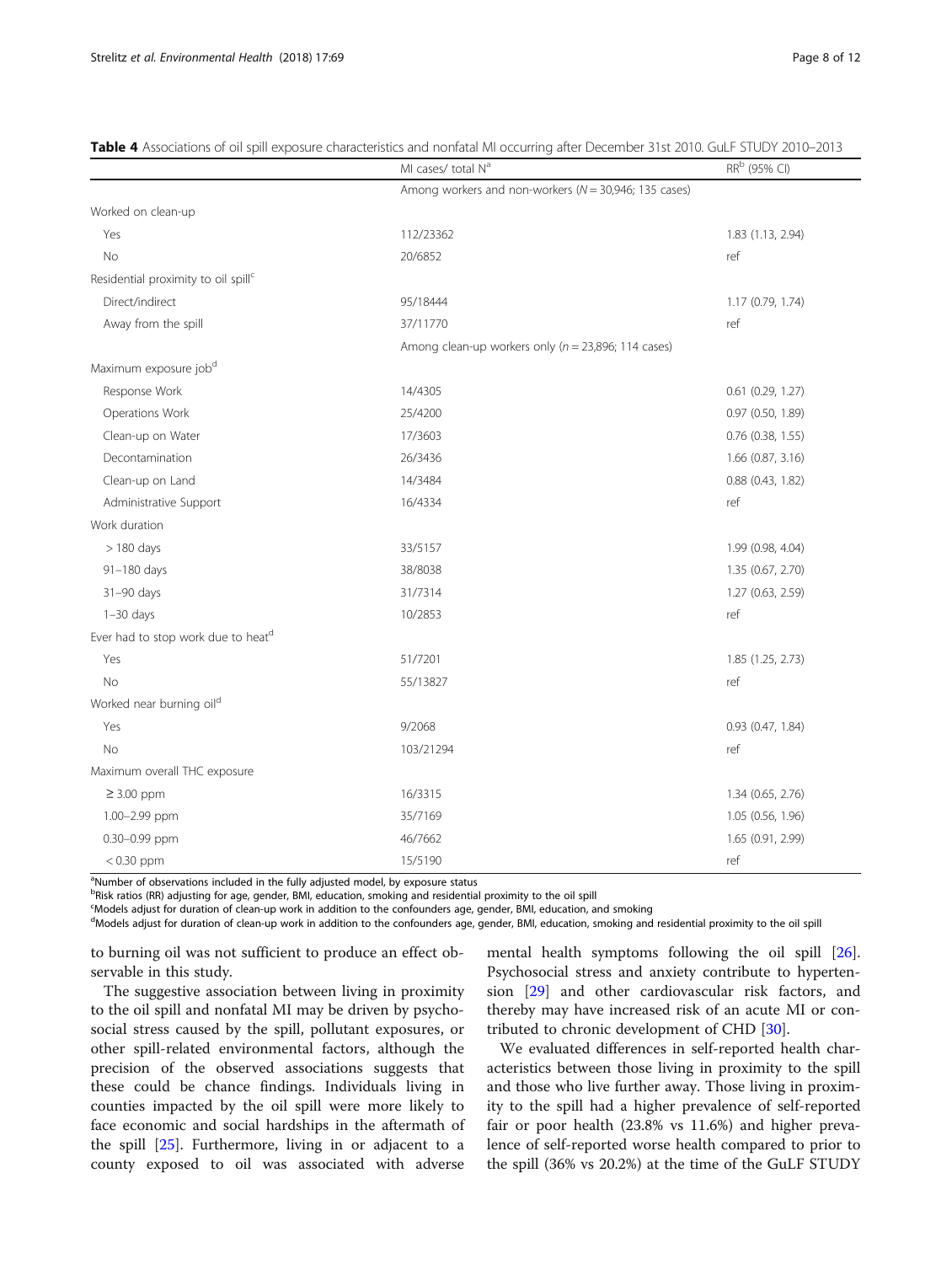**Table 4** Associations of oil spill exposure characteristics and nonfatal MI occurring after December 31st 2010. GuLF STUDY 2010–2013

| | MI cases/ total N[a] | RR[b] (95% CI) |
|---|---|---|
| | Among workers and non-workers (*N* = 30,946; 135 cases) | |
| Worked on clean-up | | |
| Yes | 112/23362 | 1.83 (1.13, 2.94) |
| No | 20/6852 | ref |
| Residential proximity to oil spill[c] | | |
| Direct/indirect | 95/18444 | 1.17 (0.79, 1.74) |
| Away from the spill | 37/11770 | ref |
| | Among clean-up workers only (*n* = 23,896; 114 cases) | |
| Maximum exposure job[d] | | |
| Response Work | 14/4305 | 0.61 (0.29, 1.27) |
| Operations Work | 25/4200 | 0.97 (0.50, 1.89) |
| Clean-up on Water | 17/3603 | 0.76 (0.38, 1.55) |
| Decontamination | 26/3436 | 1.66 (0.87, 3.16) |
| Clean-up on Land | 14/3484 | 0.88 (0.43, 1.82) |
| Administrative Support | 16/4334 | ref |
| Work duration | | |
| > 180 days | 33/5157 | 1.99 (0.98, 4.04) |
| 91–180 days | 38/8038 | 1.35 (0.67, 2.70) |
| 31–90 days | 31/7314 | 1.27 (0.63, 2.59) |
| 1–30 days | 10/2853 | ref |
| Ever had to stop work due to heat[d] | | |
| Yes | 51/7201 | 1.85 (1.25, 2.73) |
| No | 55/13827 | ref |
| Worked near burning oil[d] | | |
| Yes | 9/2068 | 0.93 (0.47, 1.84) |
| No | 103/21294 | ref |
| Maximum overall THC exposure | | |
| ≥ 3.00 ppm | 16/3315 | 1.34 (0.65, 2.76) |
| 1.00–2.99 ppm | 35/7169 | 1.05 (0.56, 1.96) |
| 0.30–0.99 ppm | 46/7662 | 1.65 (0.91, 2.99) |
| < 0.30 ppm | 15/5190 | ref |

[a]Number of observations included in the fully adjusted model, by exposure status
[b]Risk ratios (RR) adjusting for age, gender, BMI, education, smoking and residential proximity to the oil spill
[c]Models adjust for duration of clean-up work in addition to the confounders age, gender, BMI, education, and smoking
[d]Models adjust for duration of clean-up work in addition to the confounders age, gender, BMI, education, smoking and residential proximity to the oil spill

to burning oil was not sufficient to produce an effect observable in this study.

The suggestive association between living in proximity to the oil spill and nonfatal MI may be driven by psychosocial stress caused by the spill, pollutant exposures, or other spill-related environmental factors, although the precision of the observed associations suggests that these could be chance findings. Individuals living in counties impacted by the oil spill were more likely to face economic and social hardships in the aftermath of the spill [25]. Furthermore, living in or adjacent to a county exposed to oil was associated with adverse mental health symptoms following the oil spill [26]. Psychosocial stress and anxiety contribute to hypertension [29] and other cardiovascular risk factors, and thereby may have increased risk of an acute MI or contributed to chronic development of CHD [30].

We evaluated differences in self-reported health characteristics between those living in proximity to the spill and those who live further away. Those living in proximity to the spill had a higher prevalence of self-reported fair or poor health (23.8% vs 11.6%) and higher prevalence of self-reported worse health compared to prior to the spill (36% vs 20.2%) at the time of the GuLF STUDY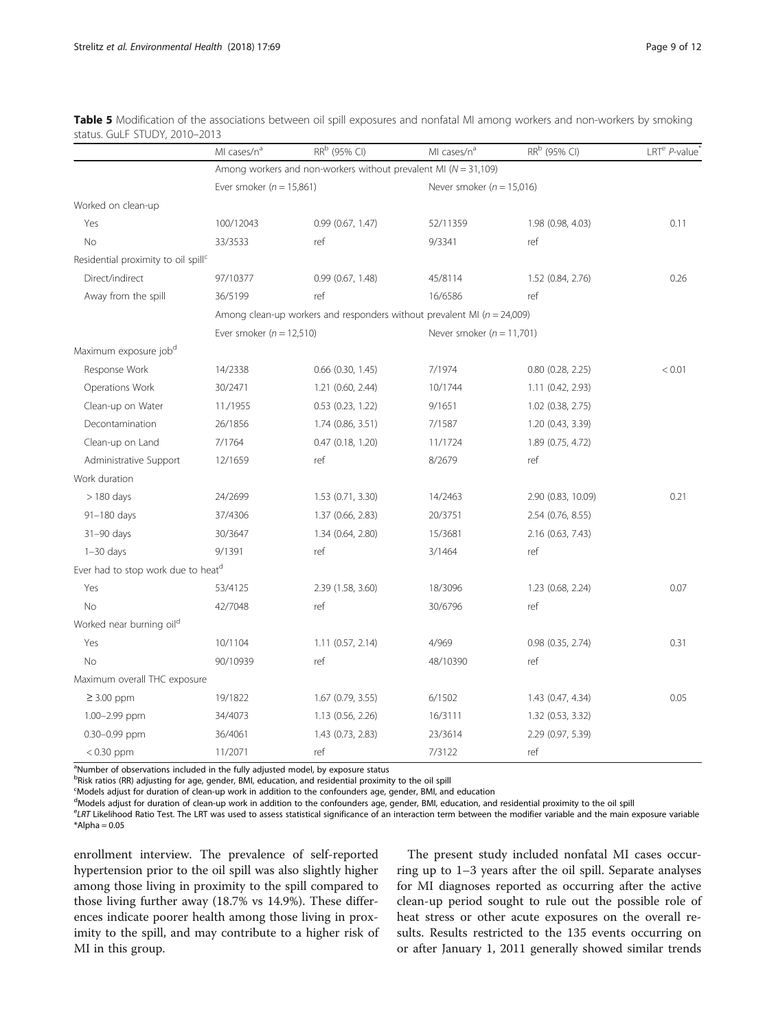**Table 5** Modification of the associations between oil spill exposures and nonfatal MI among workers and non-workers by smoking status. GuLF STUDY, 2010–2013

| | MI cases/n[a] | RR[b] (95% CI) | MI cases/n[a] | RR[b] (95% CI) | LRT[e] *P*-value[*] |
|---|---|---|---|---|---|
| | Among workers and non-workers without prevalent MI (*N* = 31,109) | | | | |
| | Ever smoker (*n* = 15,861) | | Never smoker (*n* = 15,016) | | |
| Worked on clean-up | | | | | |
| Yes | 100/12043 | 0.99 (0.67, 1.47) | 52/11359 | 1.98 (0.98, 4.03) | 0.11 |
| No | 33/3533 | ref | 9/3341 | ref | |
| Residential proximity to oil spill[c] | | | | | |
| Direct/indirect | 97/10377 | 0.99 (0.67, 1.48) | 45/8114 | 1.52 (0.84, 2.76) | 0.26 |
| Away from the spill | 36/5199 | ref | 16/6586 | ref | |
| | Among clean-up workers and responders without prevalent MI (*n* = 24,009) | | | | |
| | Ever smoker (*n* = 12,510) | | Never smoker (*n* = 11,701) | | |
| Maximum exposure job[d] | | | | | |
| Response Work | 14/2338 | 0.66 (0.30, 1.45) | 7/1974 | 0.80 (0.28, 2.25) | < 0.01 |
| Operations Work | 30/2471 | 1.21 (0.60, 2.44) | 10/1744 | 1.11 (0.42, 2.93) | |
| Clean-up on Water | 11./1955 | 0.53 (0.23, 1.22) | 9/1651 | 1.02 (0.38, 2.75) | |
| Decontamination | 26/1856 | 1.74 (0.86, 3.51) | 7/1587 | 1.20 (0.43, 3.39) | |
| Clean-up on Land | 7/1764 | 0.47 (0.18, 1.20) | 11/1724 | 1.89 (0.75, 4.72) | |
| Administrative Support | 12/1659 | ref | 8/2679 | ref | |
| Work duration | | | | | |
| > 180 days | 24/2699 | 1.53 (0.71, 3.30) | 14/2463 | 2.90 (0.83, 10.09) | 0.21 |
| 91–180 days | 37/4306 | 1.37 (0.66, 2.83) | 20/3751 | 2.54 (0.76, 8.55) | |
| 31–90 days | 30/3647 | 1.34 (0.64, 2.80) | 15/3681 | 2.16 (0.63, 7.43) | |
| 1–30 days | 9/1391 | ref | 3/1464 | ref | |
| Ever had to stop work due to heat[d] | | | | | |
| Yes | 53/4125 | 2.39 (1.58, 3.60) | 18/3096 | 1.23 (0.68, 2.24) | 0.07 |
| No | 42/7048 | ref | 30/6796 | ref | |
| Worked near burning oil[d] | | | | | |
| Yes | 10/1104 | 1.11 (0.57, 2.14) | 4/969 | 0.98 (0.35, 2.74) | 0.31 |
| No | 90/10939 | ref | 48/10390 | ref | |
| Maximum overall THC exposure | | | | | |
| ≥ 3.00 ppm | 19/1822 | 1.67 (0.79, 3.55) | 6/1502 | 1.43 (0.47, 4.34) | 0.05 |
| 1.00–2.99 ppm | 34/4073 | 1.13 (0.56, 2.26) | 16/3111 | 1.32 (0.53, 3.32) | |
| 0.30–0.99 ppm | 36/4061 | 1.43 (0.73, 2.83) | 23/3614 | 2.29 (0.97, 5.39) | |
| < 0.30 ppm | 11/2071 | ref | 7/3122 | ref | |

[a]Number of observations included in the fully adjusted model, by exposure status
[b]Risk ratios (RR) adjusting for age, gender, BMI, education, and residential proximity to the oil spill
[c]Models adjust for duration of clean-up work in addition to the confounders age, gender, BMI, and education
[d]Models adjust for duration of clean-up work in addition to the confounders age, gender, BMI, education, and residential proximity to the oil spill
[e]*LRT* Likelihood Ratio Test. The LRT was used to assess statistical significance of an interaction term between the modifier variable and the main exposure variable
*Alpha = 0.05

enrollment interview. The prevalence of self-reported hypertension prior to the oil spill was also slightly higher among those living in proximity to the spill compared to those living further away (18.7% vs 14.9%). These differences indicate poorer health among those living in proximity to the spill, and may contribute to a higher risk of MI in this group.

The present study included nonfatal MI cases occurring up to 1–3 years after the oil spill. Separate analyses for MI diagnoses reported as occurring after the active clean-up period sought to rule out the possible role of heat stress or other acute exposures on the overall results. Results restricted to the 135 events occurring on or after January 1, 2011 generally showed similar trends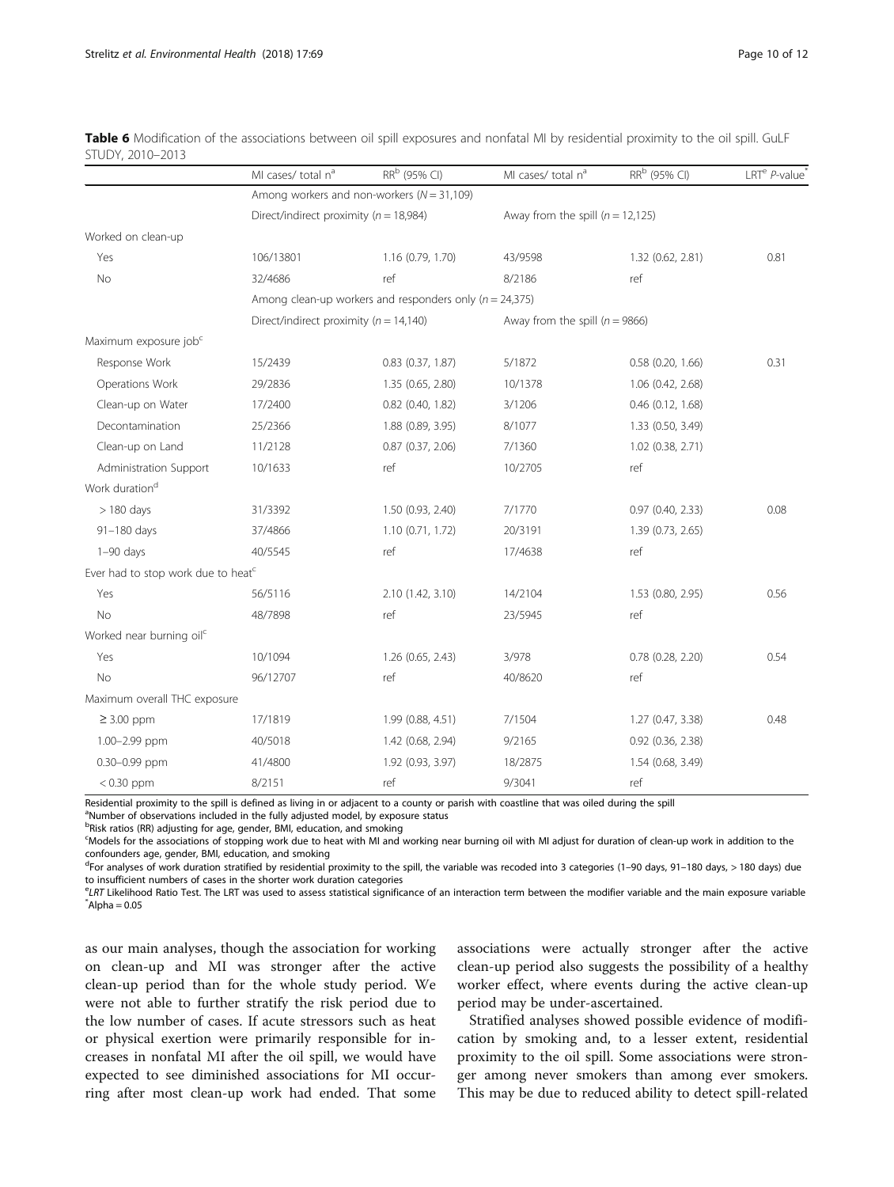**Table 6** Modification of the associations between oil spill exposures and nonfatal MI by residential proximity to the oil spill. GuLF STUDY, 2010–2013

| | MI cases/ total n[a] | RR[b] (95% CI) | MI cases/ total n[a] | RR[b] (95% CI) | LRT[e] *P*-value[*] |
|---|---|---|---|---|---|
| | Among workers and non-workers (*N* = 31,109) | | | | |
| | Direct/indirect proximity (*n* = 18,984) | | Away from the spill (*n* = 12,125) | | |
| Worked on clean-up | | | | | |
| Yes | 106/13801 | 1.16 (0.79, 1.70) | 43/9598 | 1.32 (0.62, 2.81) | 0.81 |
| No | 32/4686 | ref | 8/2186 | ref | |
| | Among clean-up workers and responders only (*n* = 24,375) | | | | |
| | Direct/indirect proximity (*n* = 14,140) | | Away from the spill (*n* = 9866) | | |
| Maximum exposure job[c] | | | | | |
| Response Work | 15/2439 | 0.83 (0.37, 1.87) | 5/1872 | 0.58 (0.20, 1.66) | 0.31 |
| Operations Work | 29/2836 | 1.35 (0.65, 2.80) | 10/1378 | 1.06 (0.42, 2.68) | |
| Clean-up on Water | 17/2400 | 0.82 (0.40, 1.82) | 3/1206 | 0.46 (0.12, 1.68) | |
| Decontamination | 25/2366 | 1.88 (0.89, 3.95) | 8/1077 | 1.33 (0.50, 3.49) | |
| Clean-up on Land | 11/2128 | 0.87 (0.37, 2.06) | 7/1360 | 1.02 (0.38, 2.71) | |
| Administration Support | 10/1633 | ref | 10/2705 | ref | |
| Work duration[d] | | | | | |
| > 180 days | 31/3392 | 1.50 (0.93, 2.40) | 7/1770 | 0.97 (0.40, 2.33) | 0.08 |
| 91–180 days | 37/4866 | 1.10 (0.71, 1.72) | 20/3191 | 1.39 (0.73, 2.65) | |
| 1–90 days | 40/5545 | ref | 17/4638 | ref | |
| Ever had to stop work due to heat[c] | | | | | |
| Yes | 56/5116 | 2.10 (1.42, 3.10) | 14/2104 | 1.53 (0.80, 2.95) | 0.56 |
| No | 48/7898 | ref | 23/5945 | ref | |
| Worked near burning oil[c] | | | | | |
| Yes | 10/1094 | 1.26 (0.65, 2.43) | 3/978 | 0.78 (0.28, 2.20) | 0.54 |
| No | 96/12707 | ref | 40/8620 | ref | |
| Maximum overall THC exposure | | | | | |
| ≥ 3.00 ppm | 17/1819 | 1.99 (0.88, 4.51) | 7/1504 | 1.27 (0.47, 3.38) | 0.48 |
| 1.00–2.99 ppm | 40/5018 | 1.42 (0.68, 2.94) | 9/2165 | 0.92 (0.36, 2.38) | |
| 0.30–0.99 ppm | 41/4800 | 1.92 (0.93, 3.97) | 18/2875 | 1.54 (0.68, 3.49) | |
| < 0.30 ppm | 8/2151 | ref | 9/3041 | ref | |

Residential proximity to the spill is defined as living in or adjacent to a county or parish with coastline that was oiled during the spill
[a]Number of observations included in the fully adjusted model, by exposure status
[b]Risk ratios (RR) adjusting for age, gender, BMI, education, and smoking
[c]Models for the associations of stopping work due to heat with MI and working near burning oil with MI adjust for duration of clean-up work in addition to the confounders age, gender, BMI, education, and smoking
[d]For analyses of work duration stratified by residential proximity to the spill, the variable was recoded into 3 categories (1–90 days, 91–180 days, > 180 days) due to insufficient numbers of cases in the shorter work duration categories
[e]*LRT* Likelihood Ratio Test. The LRT was used to assess statistical significance of an interaction term between the modifier variable and the main exposure variable
[*]Alpha = 0.05

as our main analyses, though the association for working on clean-up and MI was stronger after the active clean-up period than for the whole study period. We were not able to further stratify the risk period due to the low number of cases. If acute stressors such as heat or physical exertion were primarily responsible for increases in nonfatal MI after the oil spill, we would have expected to see diminished associations for MI occurring after most clean-up work had ended. That some associations were actually stronger after the active clean-up period also suggests the possibility of a healthy worker effect, where events during the active clean-up period may be under-ascertained.

Stratified analyses showed possible evidence of modification by smoking and, to a lesser extent, residential proximity to the oil spill. Some associations were stronger among never smokers than among ever smokers. This may be due to reduced ability to detect spill-related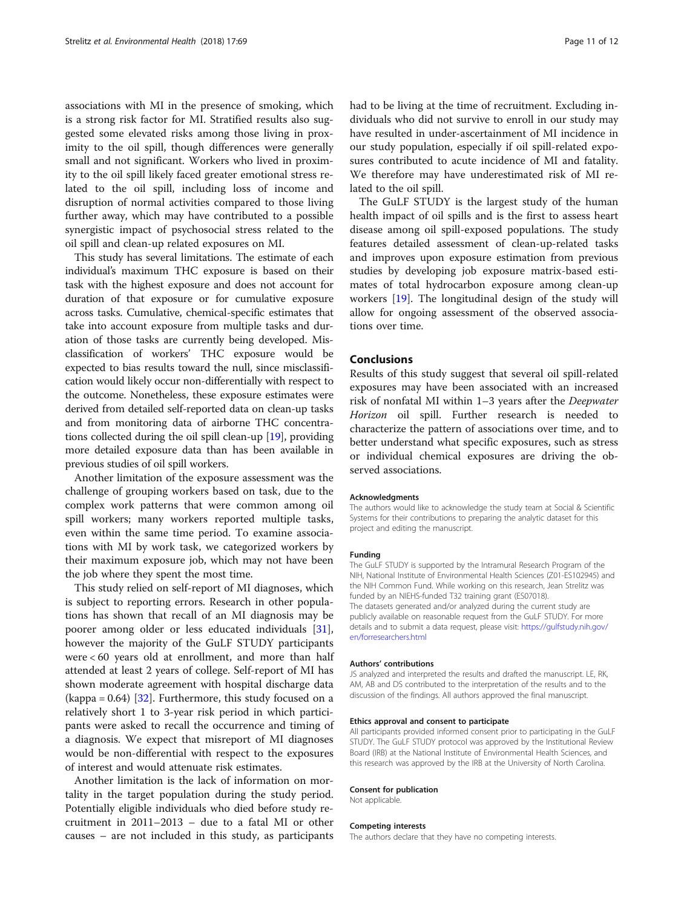associations with MI in the presence of smoking, which is a strong risk factor for MI. Stratified results also suggested some elevated risks among those living in proximity to the oil spill, though differences were generally small and not significant. Workers who lived in proximity to the oil spill likely faced greater emotional stress related to the oil spill, including loss of income and disruption of normal activities compared to those living further away, which may have contributed to a possible synergistic impact of psychosocial stress related to the oil spill and clean-up related exposures on MI.

This study has several limitations. The estimate of each individual's maximum THC exposure is based on their task with the highest exposure and does not account for duration of that exposure or for cumulative exposure across tasks. Cumulative, chemical-specific estimates that take into account exposure from multiple tasks and duration of those tasks are currently being developed. Misclassification of workers' THC exposure would be expected to bias results toward the null, since misclassification would likely occur non-differentially with respect to the outcome. Nonetheless, these exposure estimates were derived from detailed self-reported data on clean-up tasks and from monitoring data of airborne THC concentrations collected during the oil spill clean-up [19], providing more detailed exposure data than has been available in previous studies of oil spill workers.

Another limitation of the exposure assessment was the challenge of grouping workers based on task, due to the complex work patterns that were common among oil spill workers; many workers reported multiple tasks, even within the same time period. To examine associations with MI by work task, we categorized workers by their maximum exposure job, which may not have been the job where they spent the most time.

This study relied on self-report of MI diagnoses, which is subject to reporting errors. Research in other populations has shown that recall of an MI diagnosis may be poorer among older or less educated individuals [31], however the majority of the GuLF STUDY participants were < 60 years old at enrollment, and more than half attended at least 2 years of college. Self-report of MI has shown moderate agreement with hospital discharge data (kappa = 0.64) [32]. Furthermore, this study focused on a relatively short 1 to 3-year risk period in which participants were asked to recall the occurrence and timing of a diagnosis. We expect that misreport of MI diagnoses would be non-differential with respect to the exposures of interest and would attenuate risk estimates.

Another limitation is the lack of information on mortality in the target population during the study period. Potentially eligible individuals who died before study recruitment in 2011–2013 – due to a fatal MI or other causes – are not included in this study, as participants had to be living at the time of recruitment. Excluding individuals who did not survive to enroll in our study may have resulted in under-ascertainment of MI incidence in our study population, especially if oil spill-related exposures contributed to acute incidence of MI and fatality. We therefore may have underestimated risk of MI related to the oil spill.

The GuLF STUDY is the largest study of the human health impact of oil spills and is the first to assess heart disease among oil spill-exposed populations. The study features detailed assessment of clean-up-related tasks and improves upon exposure estimation from previous studies by developing job exposure matrix-based estimates of total hydrocarbon exposure among clean-up workers [19]. The longitudinal design of the study will allow for ongoing assessment of the observed associations over time.

## Conclusions

Results of this study suggest that several oil spill-related exposures may have been associated with an increased risk of nonfatal MI within 1–3 years after the *Deepwater Horizon* oil spill. Further research is needed to characterize the pattern of associations over time, and to better understand what specific exposures, such as stress or individual chemical exposures are driving the observed associations.

#### Acknowledgments

The authors would like to acknowledge the study team at Social & Scientific Systems for their contributions to preparing the analytic dataset for this project and editing the manuscript.

#### Funding

The GuLF STUDY is supported by the Intramural Research Program of the NIH, National Institute of Environmental Health Sciences (Z01-ES102945) and the NIH Common Fund. While working on this research, Jean Strelitz was funded by an NIEHS-funded T32 training grant (ES07018).
The datasets generated and/or analyzed during the current study are publicly available on reasonable request from the GuLF STUDY. For more details and to submit a data request, please visit: https://gulfstudy.nih.gov/en/forresearchers.html

#### Authors' contributions

JS analyzed and interpreted the results and drafted the manuscript. LE, RK, AM, AB and DS contributed to the interpretation of the results and to the discussion of the findings. All authors approved the final manuscript.

#### Ethics approval and consent to participate

All participants provided informed consent prior to participating in the GuLF STUDY. The GuLF STUDY protocol was approved by the Institutional Review Board (IRB) at the National Institute of Environmental Health Sciences, and this research was approved by the IRB at the University of North Carolina.

#### Consent for publication

Not applicable.

#### Competing interests

The authors declare that they have no competing interests.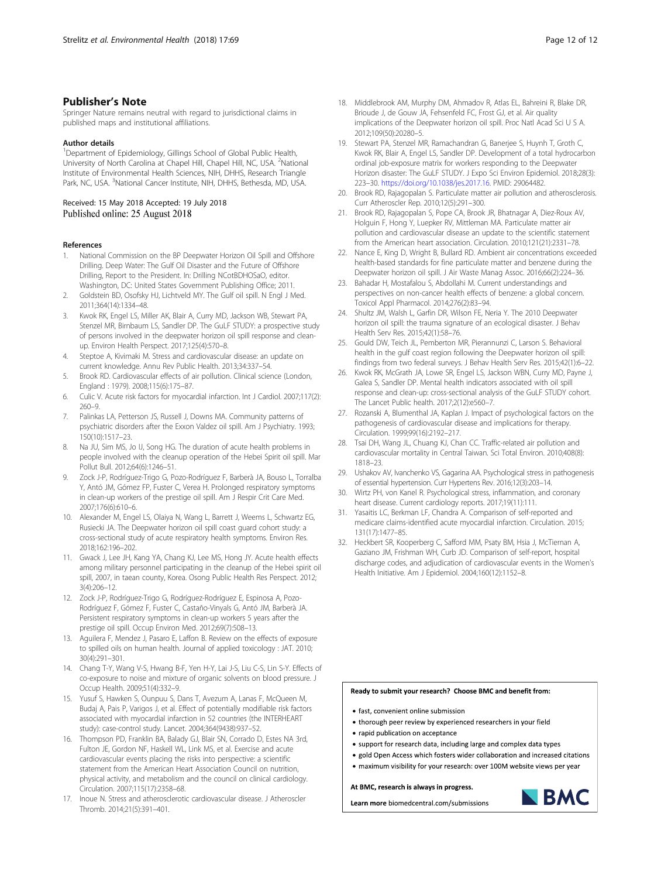## Publisher's Note

Springer Nature remains neutral with regard to jurisdictional claims in published maps and institutional affiliations.

### Author details

[1]Department of Epidemiology, Gillings School of Global Public Health, University of North Carolina at Chapel Hill, Chapel Hill, NC, USA. [2]National Institute of Environmental Health Sciences, NIH, DHHS, Research Triangle Park, NC, USA. [3]National Cancer Institute, NIH, DHHS, Bethesda, MD, USA.

Received: 15 May 2018 Accepted: 19 July 2018
Published online: 25 August 2018

### References

1. National Commission on the BP Deepwater Horizon Oil Spill and Offshore Drilling. Deep Water: The Gulf Oil Disaster and the Future of Offshore Drilling, Report to the President. In: Drilling NCotBDHOSaO, editor. Washington, DC: United States Government Publishing Office; 2011.
2. Goldstein BD, Osofsky HJ, Lichtveld MY. The Gulf oil spill. N Engl J Med. 2011;364(14):1334–48.
3. Kwok RK, Engel LS, Miller AK, Blair A, Curry MD, Jackson WB, Stewart PA, Stenzel MR, Birnbaum LS, Sandler DP. The GuLF STUDY: a prospective study of persons involved in the deepwater horizon oil spill response and clean-up. Environ Health Perspect. 2017;125(4):570–8.
4. Steptoe A, Kivimaki M. Stress and cardiovascular disease: an update on current knowledge. Annu Rev Public Health. 2013;34:337–54.
5. Brook RD. Cardiovascular effects of air pollution. Clinical science (London, England : 1979). 2008;115(6):175–87.
6. Culic V. Acute risk factors for myocardial infarction. Int J Cardiol. 2007;117(2): 260–9.
7. Palinkas LA, Petterson JS, Russell J, Downs MA. Community patterns of psychiatric disorders after the Exxon Valdez oil spill. Am J Psychiatry. 1993; 150(10):1517–23.
8. Na JU, Sim MS, Jo IJ, Song HG. The duration of acute health problems in people involved with the cleanup operation of the Hebei Spirit oil spill. Mar Pollut Bull. 2012;64(6):1246–51.
9. Zock J-P, Rodríguez-Trigo G, Pozo-Rodríguez F, Barberà JA, Bouso L, Torralba Y, Antó JM, Gómez FP, Fuster C, Verea H. Prolonged respiratory symptoms in clean-up workers of the prestige oil spill. Am J Respir Crit Care Med. 2007;176(6):610–6.
10. Alexander M, Engel LS, Olaiya N, Wang L, Barrett J, Weems L, Schwartz EG, Rusiecki JA. The Deepwater horizon oil spill coast guard cohort study: a cross-sectional study of acute respiratory health symptoms. Environ Res. 2018;162:196–202.
11. Gwack J, Lee JH, Kang YA, Chang KJ, Lee MS, Hong JY. Acute health effects among military personnel participating in the cleanup of the Hebei spirit oil spill, 2007, in taean county, Korea. Osong Public Health Res Perspect. 2012; 3(4):206–12.
12. Zock J-P, Rodríguez-Trigo G, Rodríguez-Rodríguez E, Espinosa A, Pozo-Rodríguez F, Gómez F, Fuster C, Castaño-Vinyals G, Antó JM, Barberà JA. Persistent respiratory symptoms in clean-up workers 5 years after the prestige oil spill. Occup Environ Med. 2012;69(7):508–13.
13. Aguilera F, Mendez J, Pasaro E, Laffon B. Review on the effects of exposure to spilled oils on human health. Journal of applied toxicology : JAT. 2010; 30(4):291–301.
14. Chang T-Y, Wang V-S, Hwang B-F, Yen H-Y, Lai J-S, Liu C-S, Lin S-Y. Effects of co-exposure to noise and mixture of organic solvents on blood pressure. J Occup Health. 2009;51(4):332–9.
15. Yusuf S, Hawken S, Ounpuu S, Dans T, Avezum A, Lanas F, McQueen M, Budaj A, Pais P, Varigos J, et al. Effect of potentially modifiable risk factors associated with myocardial infarction in 52 countries (the INTERHEART study): case-control study. Lancet. 2004;364(9438):937–52.
16. Thompson PD, Franklin BA, Balady GJ, Blair SN, Corrado D, Estes NA 3rd, Fulton JE, Gordon NF, Haskell WL, Link MS, et al. Exercise and acute cardiovascular events placing the risks into perspective: a scientific statement from the American Heart Association Council on nutrition, physical activity, and metabolism and the council on clinical cardiology. Circulation. 2007;115(17):2358–68.
17. Inoue N. Stress and atherosclerotic cardiovascular disease. J Atheroscler Thromb. 2014;21(5):391–401.
18. Middlebrook AM, Murphy DM, Ahmadov R, Atlas EL, Bahreini R, Blake DR, Brioude J, de Gouw JA, Fehsenfeld FC, Frost GJ, et al. Air quality implications of the Deepwater horizon oil spill. Proc Natl Acad Sci U S A. 2012;109(50):20280–5.
19. Stewart PA, Stenzel MR, Ramachandran G, Banerjee S, Huynh T, Groth C, Kwok RK, Blair A, Engel LS, Sandler DP. Development of a total hydrocarbon ordinal job-exposure matrix for workers responding to the Deepwater Horizon disaster: The GuLF STUDY. J Expo Sci Environ Epidemiol. 2018;28(3): 223–30. https://doi.org/10.1038/jes.2017.16. PMID: 29064482.
20. Brook RD, Rajagopalan S. Particulate matter air pollution and atherosclerosis. Curr Atheroscler Rep. 2010;12(5):291–300.
21. Brook RD, Rajagopalan S, Pope CA, Brook JR, Bhatnagar A, Diez-Roux AV, Holguin F, Hong Y, Luepker RV, Mittleman MA. Particulate matter air pollution and cardiovascular disease an update to the scientific statement from the American heart association. Circulation. 2010;121(21):2331–78.
22. Nance E, King D, Wright B, Bullard RD. Ambient air concentrations exceeded health-based standards for fine particulate matter and benzene during the Deepwater horizon oil spill. J Air Waste Manag Assoc. 2016;66(2):224–36.
23. Bahadar H, Mostafalou S, Abdollahi M. Current understandings and perspectives on non-cancer health effects of benzene: a global concern. Toxicol Appl Pharmacol. 2014;276(2):83–94.
24. Shultz JM, Walsh L, Garfin DR, Wilson FE, Neria Y. The 2010 Deepwater horizon oil spill: the trauma signature of an ecological disaster. J Behav Health Serv Res. 2015;42(1):58–76.
25. Gould DW, Teich JL, Pemberton MR, Pierannunzi C, Larson S. Behavioral health in the gulf coast region following the Deepwater horizon oil spill: findings from two federal surveys. J Behav Health Serv Res. 2015;42(1):6–22.
26. Kwok RK, McGrath JA, Lowe SR, Engel LS, Jackson WBN, Curry MD, Payne J, Galea S, Sandler DP. Mental health indicators associated with oil spill response and clean-up: cross-sectional analysis of the GuLF STUDY cohort. The Lancet Public health. 2017;2(12):e560–7.
27. Rozanski A, Blumenthal JA, Kaplan J. Impact of psychological factors on the pathogenesis of cardiovascular disease and implications for therapy. Circulation. 1999;99(16):2192–217.
28. Tsai DH, Wang JL, Chuang KJ, Chan CC. Traffic-related air pollution and cardiovascular mortality in Central Taiwan. Sci Total Environ. 2010;408(8): 1818–23.
29. Ushakov AV, Ivanchenko VS, Gagarina AA. Psychological stress in pathogenesis of essential hypertension. Curr Hypertens Rev. 2016;12(3):203–14.
30. Wirtz PH, von Kanel R. Psychological stress, inflammation, and coronary heart disease. Current cardiology reports. 2017;19(11):111.
31. Yasaitis LC, Berkman LF, Chandra A. Comparison of self-reported and medicare claims-identified acute myocardial infarction. Circulation. 2015; 131(17):1477–85.
32. Heckbert SR, Kooperberg C, Safford MM, Psaty BM, Hsia J, McTiernan A, Gaziano JM, Frishman WH, Curb JD. Comparison of self-report, hospital discharge codes, and adjudication of cardiovascular events in the Women's Health Initiative. Am J Epidemiol. 2004;160(12):1152–8.

**Ready to submit your research? Choose BMC and benefit from:**

- fast, convenient online submission
- thorough peer review by experienced researchers in your field
- rapid publication on acceptance
- support for research data, including large and complex data types
- gold Open Access which fosters wider collaboration and increased citations
- maximum visibility for your research: over 100M website views per year

**At BMC, research is always in progress.**

**Learn more** biomedcentral.com/submissions

BMC